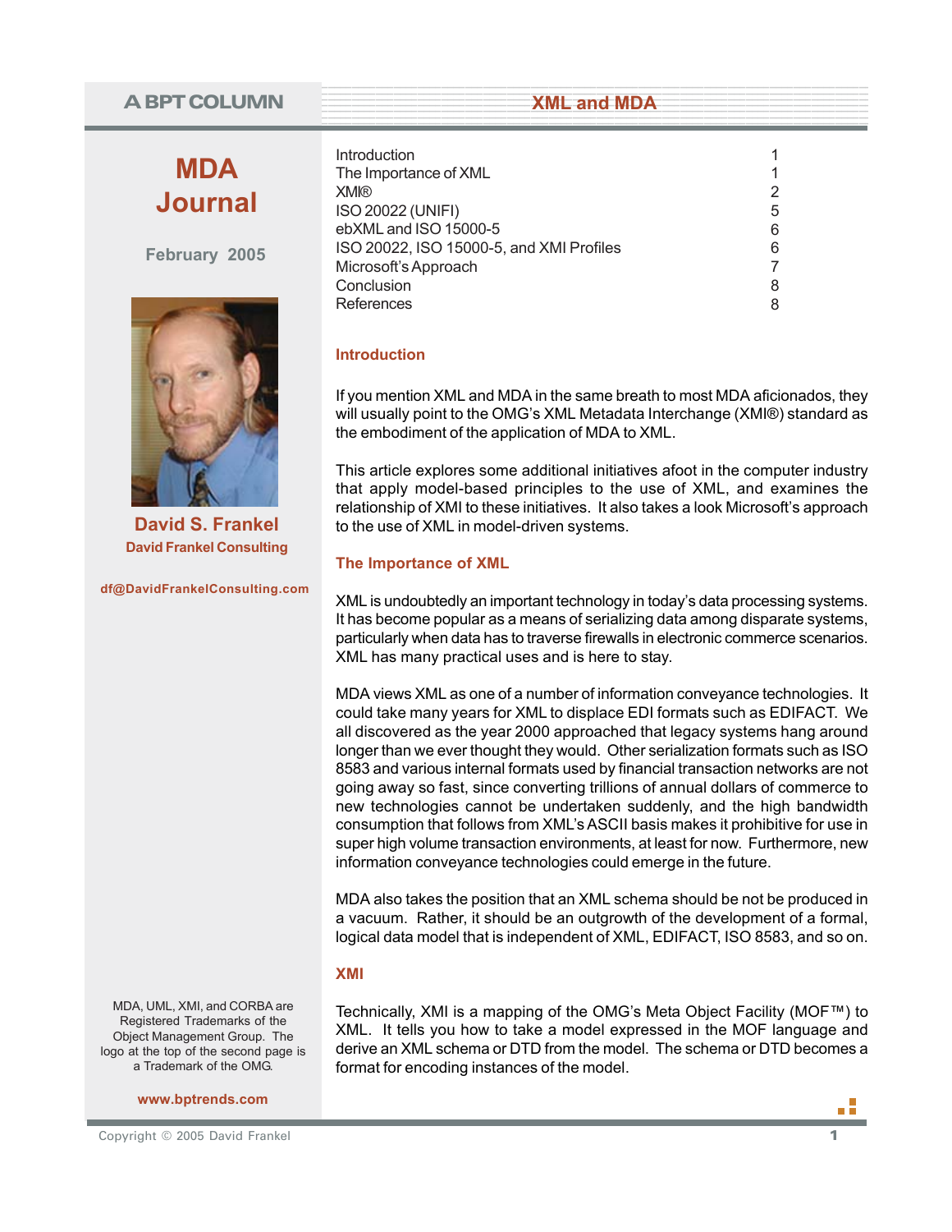A BPT COLUMN

# XML and MDA

**MDA Journal**

February 2005

**David S. Frankel**
**David Frankel Consulting**

**df@DavidFrankelConsulting.com**

| | |
|---|---|
| Introduction | 1 |
| The Importance of XML | 1 |
| XMI® | 2 |
| ISO 20022 (UNIFI) | 5 |
| ebXML and ISO 15000-5 | 6 |
| ISO 20022, ISO 15000-5, and XMI Profiles | 6 |
| Microsoft's Approach | 7 |
| Conclusion | 8 |
| References | 8 |

## Introduction

If you mention XML and MDA in the same breath to most MDA aficionados, they will usually point to the OMG's XML Metadata Interchange (XMI®) standard as the embodiment of the application of MDA to XML.

This article explores some additional initiatives afoot in the computer industry that apply model-based principles to the use of XML, and examines the relationship of XMI to these initiatives. It also takes a look Microsoft's approach to the use of XML in model-driven systems.

## The Importance of XML

XML is undoubtedly an important technology in today's data processing systems. It has become popular as a means of serializing data among disparate systems, particularly when data has to traverse firewalls in electronic commerce scenarios. XML has many practical uses and is here to stay.

MDA views XML as one of a number of information conveyance technologies. It could take many years for XML to displace EDI formats such as EDIFACT. We all discovered as the year 2000 approached that legacy systems hang around longer than we ever thought they would. Other serialization formats such as ISO 8583 and various internal formats used by financial transaction networks are not going away so fast, since converting trillions of annual dollars of commerce to new technologies cannot be undertaken suddenly, and the high bandwidth consumption that follows from XML's ASCII basis makes it prohibitive for use in super high volume transaction environments, at least for now. Furthermore, new information conveyance technologies could emerge in the future.

MDA also takes the position that an XML schema should be not be produced in a vacuum. Rather, it should be an outgrowth of the development of a formal, logical data model that is independent of XML, EDIFACT, ISO 8583, and so on.

## XMI

Technically, XMI is a mapping of the OMG's Meta Object Facility (MOF™) to XML. It tells you how to take a model expressed in the MOF language and derive an XML schema or DTD from the model. The schema or DTD becomes a format for encoding instances of the model.

MDA, UML, XMI, and CORBA are Registered Trademarks of the Object Management Group. The logo at the top of the second page is a Trademark of the OMG.

www.bptrends.com

Copyright © 2005 David Frankel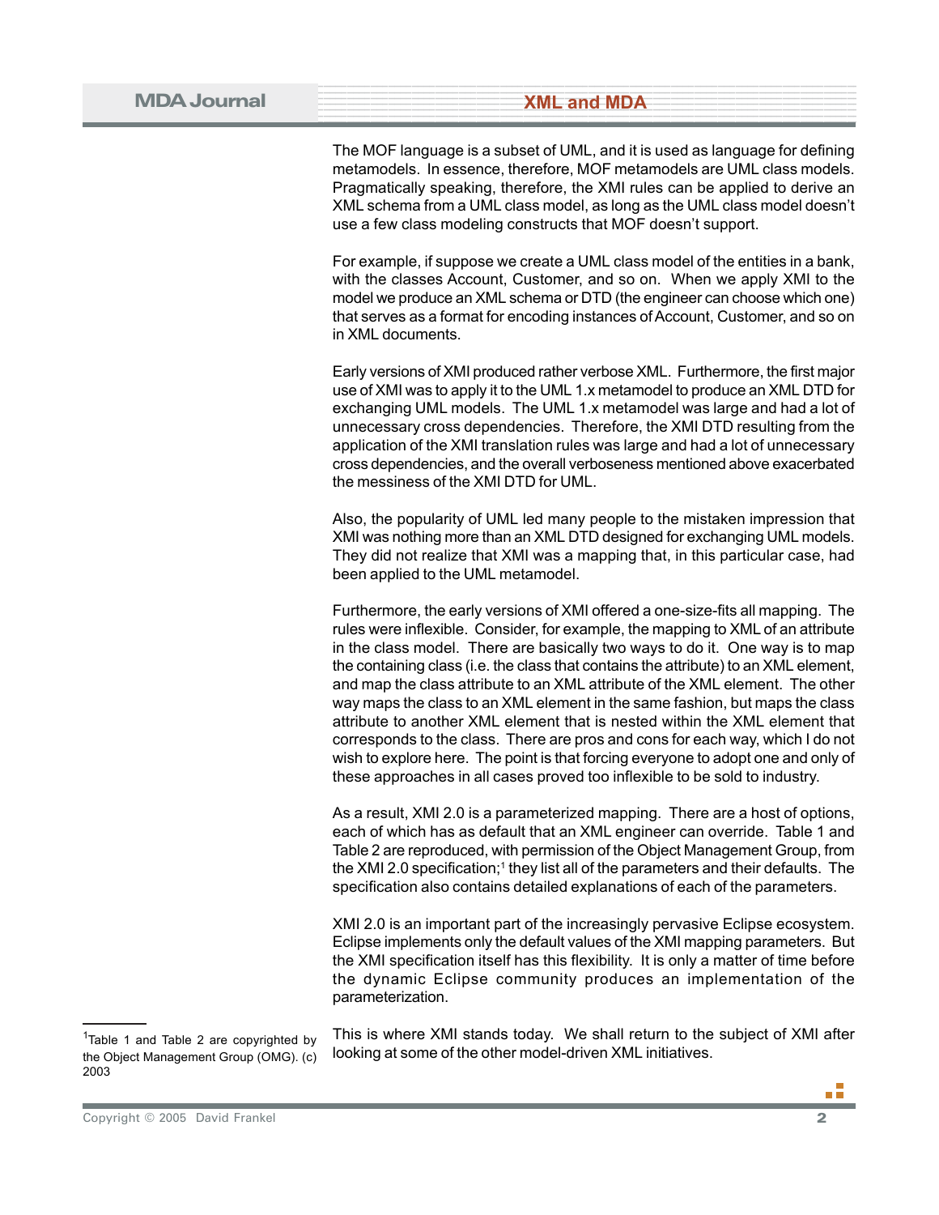The MOF language is a subset of UML, and it is used as language for defining metamodels. In essence, therefore, MOF metamodels are UML class models. Pragmatically speaking, therefore, the XMI rules can be applied to derive an XML schema from a UML class model, as long as the UML class model doesn't use a few class modeling constructs that MOF doesn't support.

For example, if suppose we create a UML class model of the entities in a bank, with the classes Account, Customer, and so on. When we apply XMI to the model we produce an XML schema or DTD (the engineer can choose which one) that serves as a format for encoding instances of Account, Customer, and so on in XML documents.

Early versions of XMI produced rather verbose XML. Furthermore, the first major use of XMI was to apply it to the UML 1.x metamodel to produce an XML DTD for exchanging UML models. The UML 1.x metamodel was large and had a lot of unnecessary cross dependencies. Therefore, the XMI DTD resulting from the application of the XMI translation rules was large and had a lot of unnecessary cross dependencies, and the overall verboseness mentioned above exacerbated the messiness of the XMI DTD for UML.

Also, the popularity of UML led many people to the mistaken impression that XMI was nothing more than an XML DTD designed for exchanging UML models. They did not realize that XMI was a mapping that, in this particular case, had been applied to the UML metamodel.

Furthermore, the early versions of XMI offered a one-size-fits all mapping. The rules were inflexible. Consider, for example, the mapping to XML of an attribute in the class model. There are basically two ways to do it. One way is to map the containing class (i.e. the class that contains the attribute) to an XML element, and map the class attribute to an XML attribute of the XML element. The other way maps the class to an XML element in the same fashion, but maps the class attribute to another XML element that is nested within the XML element that corresponds to the class. There are pros and cons for each way, which I do not wish to explore here. The point is that forcing everyone to adopt one and only of these approaches in all cases proved too inflexible to be sold to industry.

As a result, XMI 2.0 is a parameterized mapping. There are a host of options, each of which has as default that an XML engineer can override. Table 1 and Table 2 are reproduced, with permission of the Object Management Group, from the XMI 2.0 specification;[1] they list all of the parameters and their defaults. The specification also contains detailed explanations of each of the parameters.

XMI 2.0 is an important part of the increasingly pervasive Eclipse ecosystem. Eclipse implements only the default values of the XMI mapping parameters. But the XMI specification itself has this flexibility. It is only a matter of time before the dynamic Eclipse community produces an implementation of the parameterization.

This is where XMI stands today. We shall return to the subject of XMI after looking at some of the other model-driven XML initiatives.

[1] Table 1 and Table 2 are copyrighted by the Object Management Group (OMG). (c) 2003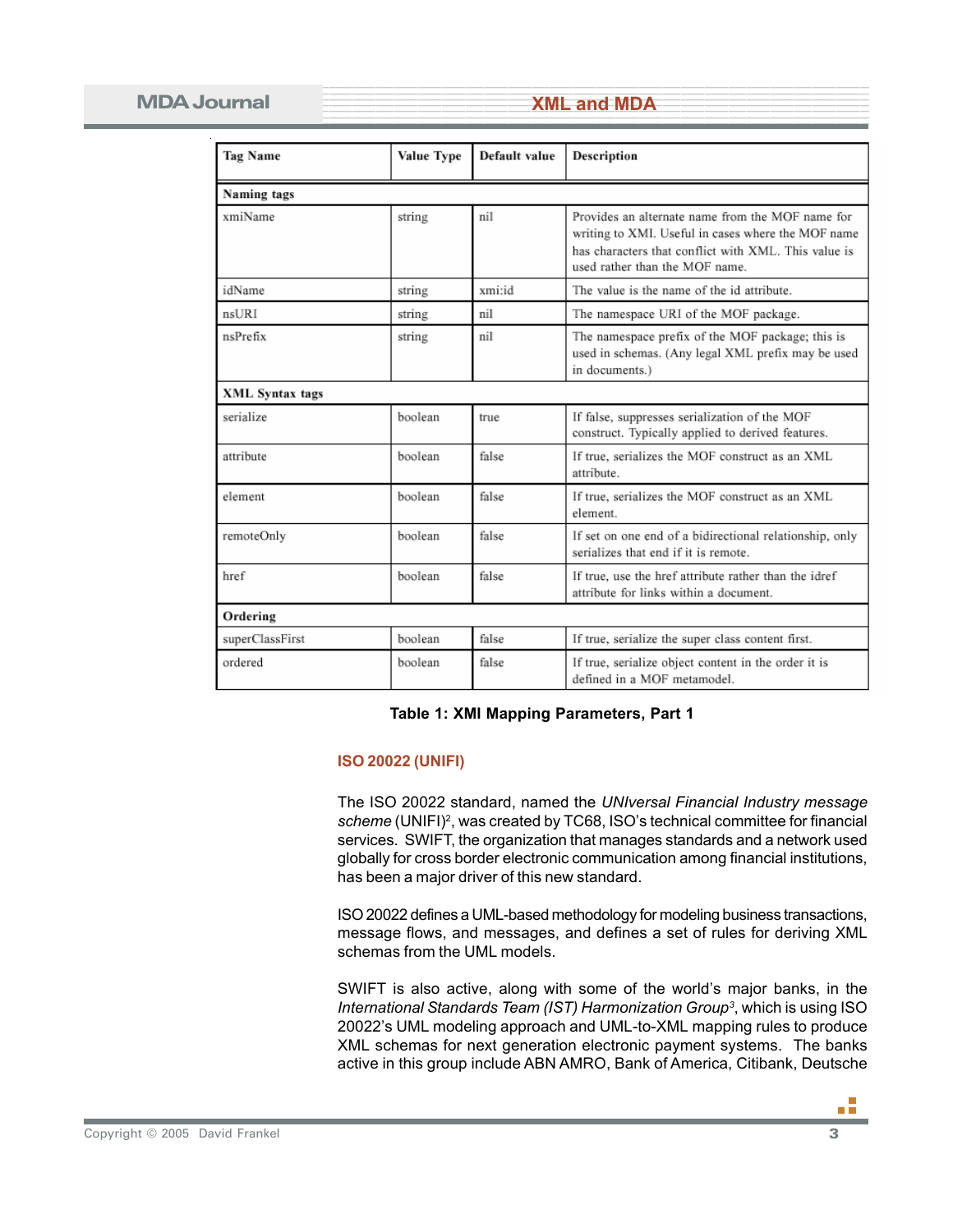| Tag Name | Value Type | Default value | Description |
|---|---|---|---|
| **Naming tags** | | | |
| xmiName | string | nil | Provides an alternate name from the MOF name for writing to XMI. Useful in cases where the MOF name has characters that conflict with XML. This value is used rather than the MOF name. |
| idName | string | xmi:id | The value is the name of the id attribute. |
| nsURI | string | nil | The namespace URI of the MOF package. |
| nsPrefix | string | nil | The namespace prefix of the MOF package; this is used in schemas. (Any legal XML prefix may be used in documents.) |
| **XML Syntax tags** | | | |
| serialize | boolean | true | If false, suppresses serialization of the MOF construct. Typically applied to derived features. |
| attribute | boolean | false | If true, serializes the MOF construct as an XML attribute. |
| element | boolean | false | If true, serializes the MOF construct as an XML element. |
| remoteOnly | boolean | false | If set on one end of a bidirectional relationship, only serializes that end if it is remote. |
| href | boolean | false | If true, use the href attribute rather than the idref attribute for links within a document. |
| **Ordering** | | | |
| superClassFirst | boolean | false | If true, serialize the super class content first. |
| ordered | boolean | false | If true, serialize object content in the order it is defined in a MOF metamodel. |

**Table 1: XMI Mapping Parameters, Part 1**

## ISO 20022 (UNIFI)

The ISO 20022 standard, named the *UNIversal Financial Industry message scheme* (UNIFI)[2], was created by TC68, ISO's technical committee for financial services. SWIFT, the organization that manages standards and a network used globally for cross border electronic communication among financial institutions, has been a major driver of this new standard.

ISO 20022 defines a UML-based methodology for modeling business transactions, message flows, and messages, and defines a set of rules for deriving XML schemas from the UML models.

SWIFT is also active, along with some of the world's major banks, in the *International Standards Team (IST) Harmonization Group*[3], which is using ISO 20022's UML modeling approach and UML-to-XML mapping rules to produce XML schemas for next generation electronic payment systems. The banks active in this group include ABN AMRO, Bank of America, Citibank, Deutsche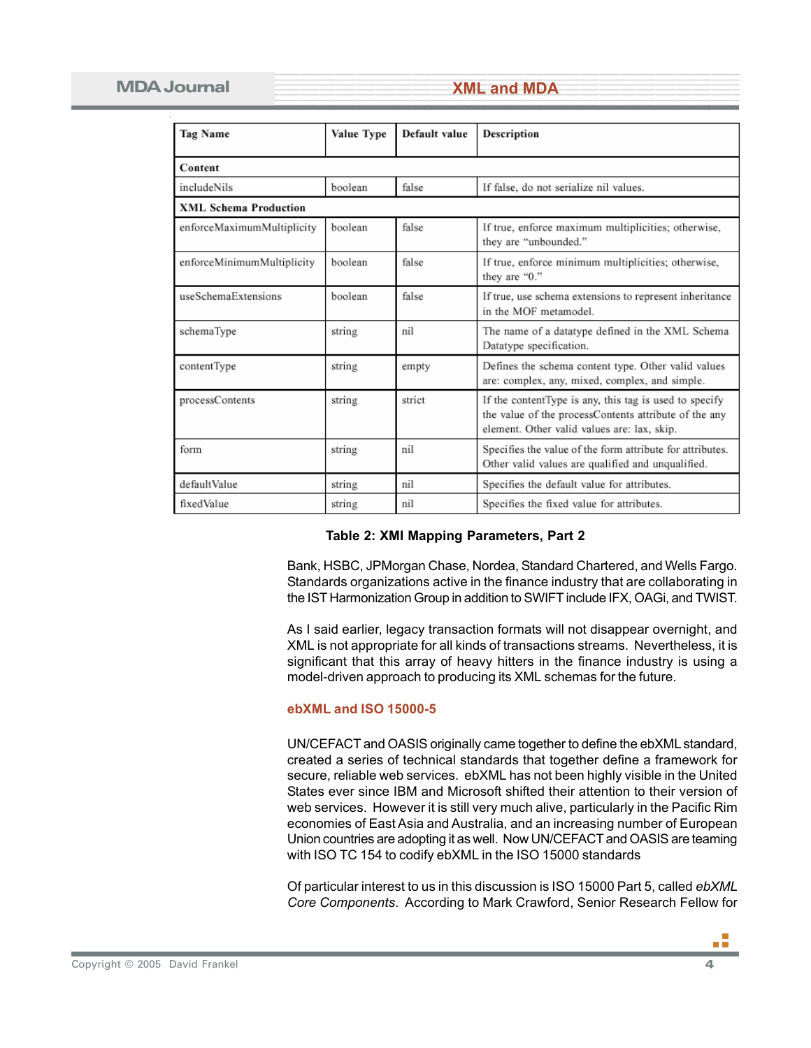| Tag Name | Value Type | Default value | Description |
|---|---|---|---|
| **Content** | | | |
| includeNils | boolean | false | If false, do not serialize nil values. |
| **XML Schema Production** | | | |
| enforceMaximumMultiplicity | boolean | false | If true, enforce maximum multiplicities; otherwise, they are "unbounded." |
| enforceMinimumMultiplicity | boolean | false | If true, enforce minimum multiplicities; otherwise, they are "0." |
| useSchemaExtensions | boolean | false | If true, use schema extensions to represent inheritance in the MOF metamodel. |
| schemaType | string | nil | The name of a datatype defined in the XML Schema Datatype specification. |
| contentType | string | empty | Defines the schema content type. Other valid values are: complex, any, mixed, complex, and simple. |
| processContents | string | strict | If the contentType is any, this tag is used to specify the value of the processContents attribute of the any element. Other valid values are: lax, skip. |
| form | string | nil | Specifies the value of the form attribute for attributes. Other valid values are qualified and unqualified. |
| defaultValue | string | nil | Specifies the default value for attributes. |
| fixedValue | string | nil | Specifies the fixed value for attributes. |

**Table 2: XMI Mapping Parameters, Part 2**

Bank, HSBC, JPMorgan Chase, Nordea, Standard Chartered, and Wells Fargo. Standards organizations active in the finance industry that are collaborating in the IST Harmonization Group in addition to SWIFT include IFX, OAGi, and TWIST.

As I said earlier, legacy transaction formats will not disappear overnight, and XML is not appropriate for all kinds of transactions streams. Nevertheless, it is significant that this array of heavy hitters in the finance industry is using a model-driven approach to producing its XML schemas for the future.

### ebXML and ISO 15000-5

UN/CEFACT and OASIS originally came together to define the ebXML standard, created a series of technical standards that together define a framework for secure, reliable web services. ebXML has not been highly visible in the United States ever since IBM and Microsoft shifted their attention to their version of web services. However it is still very much alive, particularly in the Pacific Rim economies of East Asia and Australia, and an increasing number of European Union countries are adopting it as well. Now UN/CEFACT and OASIS are teaming with ISO TC 154 to codify ebXML in the ISO 15000 standards

Of particular interest to us in this discussion is ISO 15000 Part 5, called *ebXML Core Components*. According to Mark Crawford, Senior Research Fellow for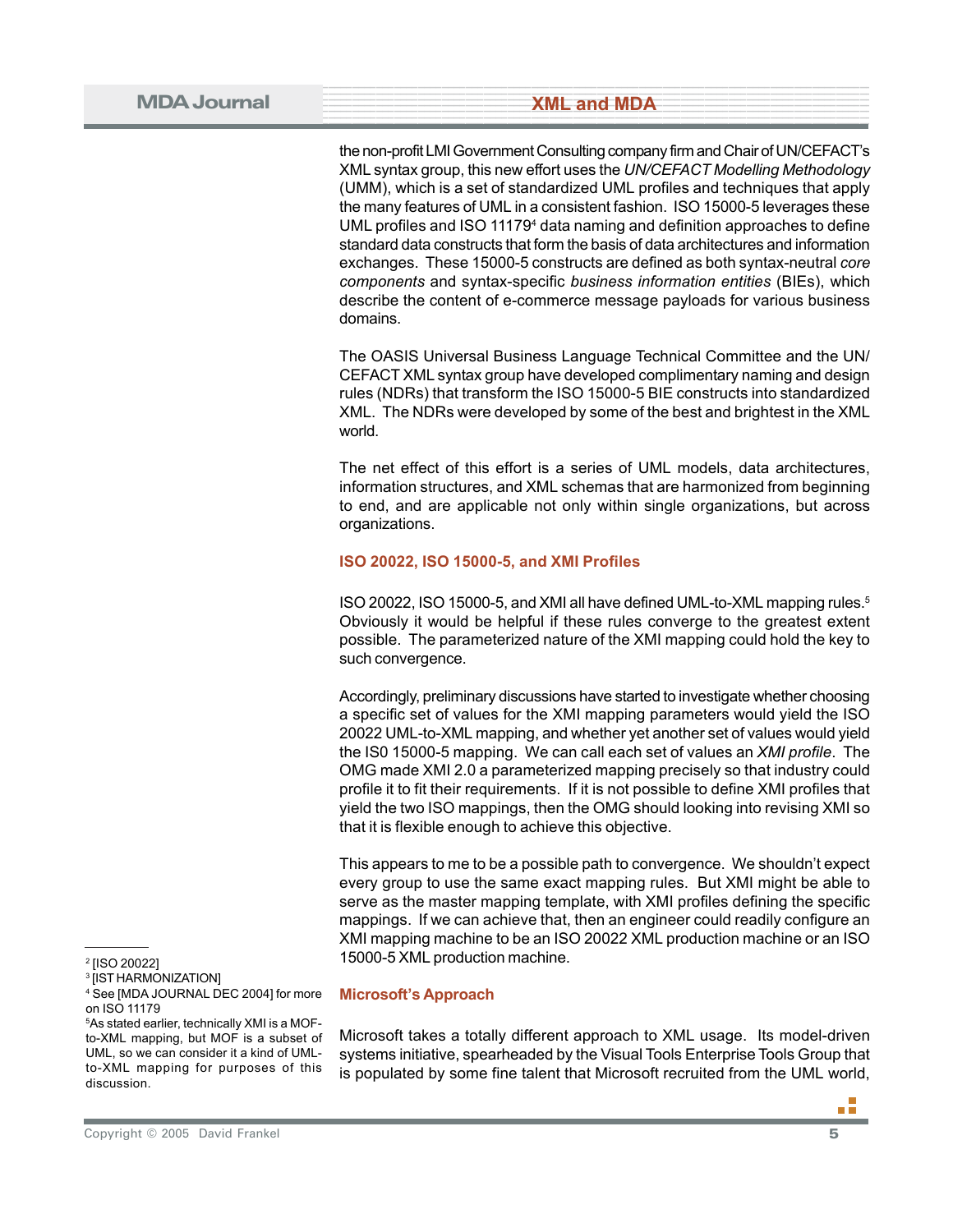the non-profit LMI Government Consulting company firm and Chair of UN/CEFACT's XML syntax group, this new effort uses the *UN/CEFACT Modelling Methodology* (UMM), which is a set of standardized UML profiles and techniques that apply the many features of UML in a consistent fashion. ISO 15000-5 leverages these UML profiles and ISO 11179[4] data naming and definition approaches to define standard data constructs that form the basis of data architectures and information exchanges. These 15000-5 constructs are defined as both syntax-neutral *core components* and syntax-specific *business information entities* (BIEs), which describe the content of e-commerce message payloads for various business domains.

The OASIS Universal Business Language Technical Committee and the UN/CEFACT XML syntax group have developed complimentary naming and design rules (NDRs) that transform the ISO 15000-5 BIE constructs into standardized XML. The NDRs were developed by some of the best and brightest in the XML world.

The net effect of this effort is a series of UML models, data architectures, information structures, and XML schemas that are harmonized from beginning to end, and are applicable not only within single organizations, but across organizations.

### ISO 20022, ISO 15000-5, and XMI Profiles

ISO 20022, ISO 15000-5, and XMI all have defined UML-to-XML mapping rules.[5] Obviously it would be helpful if these rules converge to the greatest extent possible. The parameterized nature of the XMI mapping could hold the key to such convergence.

Accordingly, preliminary discussions have started to investigate whether choosing a specific set of values for the XMI mapping parameters would yield the ISO 20022 UML-to-XML mapping, and whether yet another set of values would yield the IS0 15000-5 mapping. We can call each set of values an *XMI profile*. The OMG made XMI 2.0 a parameterized mapping precisely so that industry could profile it to fit their requirements. If it is not possible to define XMI profiles that yield the two ISO mappings, then the OMG should looking into revising XMI so that it is flexible enough to achieve this objective.

This appears to me to be a possible path to convergence. We shouldn't expect every group to use the same exact mapping rules. But XMI might be able to serve as the master mapping template, with XMI profiles defining the specific mappings. If we can achieve that, then an engineer could readily configure an XMI mapping machine to be an ISO 20022 XML production machine or an ISO 15000-5 XML production machine.

### Microsoft's Approach

Microsoft takes a totally different approach to XML usage. Its model-driven systems initiative, spearheaded by the Visual Tools Enterprise Tools Group that is populated by some fine talent that Microsoft recruited from the UML world,

---

[2] [ISO 20022]

[3] [IST HARMONIZATION]

[4] See [MDA JOURNAL DEC 2004] for more on ISO 11179

[5] As stated earlier, technically XMI is a MOF-to-XML mapping, but MOF is a subset of UML, so we can consider it a kind of UML-to-XML mapping for purposes of this discussion.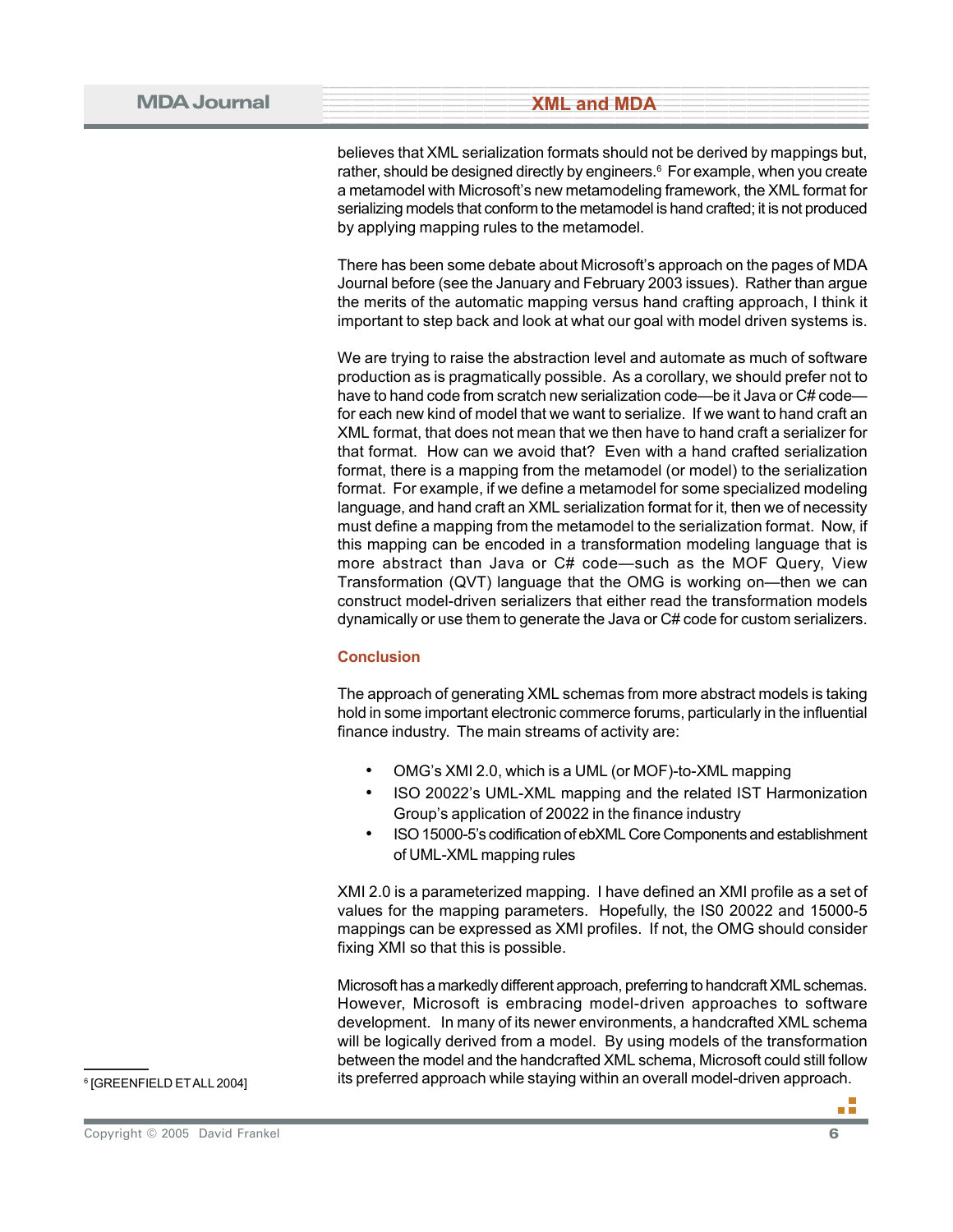believes that XML serialization formats should not be derived by mappings but, rather, should be designed directly by engineers.[6] For example, when you create a metamodel with Microsoft's new metamodeling framework, the XML format for serializing models that conform to the metamodel is hand crafted; it is not produced by applying mapping rules to the metamodel.

There has been some debate about Microsoft's approach on the pages of MDA Journal before (see the January and February 2003 issues). Rather than argue the merits of the automatic mapping versus hand crafting approach, I think it important to step back and look at what our goal with model driven systems is.

We are trying to raise the abstraction level and automate as much of software production as is pragmatically possible. As a corollary, we should prefer not to have to hand code from scratch new serialization code—be it Java or C# code—for each new kind of model that we want to serialize. If we want to hand craft an XML format, that does not mean that we then have to hand craft a serializer for that format. How can we avoid that? Even with a hand crafted serialization format, there is a mapping from the metamodel (or model) to the serialization format. For example, if we define a metamodel for some specialized modeling language, and hand craft an XML serialization format for it, then we of necessity must define a mapping from the metamodel to the serialization format. Now, if this mapping can be encoded in a transformation modeling language that is more abstract than Java or C# code—such as the MOF Query, View Transformation (QVT) language that the OMG is working on—then we can construct model-driven serializers that either read the transformation models dynamically or use them to generate the Java or C# code for custom serializers.

### Conclusion

The approach of generating XML schemas from more abstract models is taking hold in some important electronic commerce forums, particularly in the influential finance industry. The main streams of activity are:

- OMG's XMI 2.0, which is a UML (or MOF)-to-XML mapping
- ISO 20022's UML-XML mapping and the related IST Harmonization Group's application of 20022 in the finance industry
- ISO 15000-5's codification of ebXML Core Components and establishment of UML-XML mapping rules

XMI 2.0 is a parameterized mapping. I have defined an XMI profile as a set of values for the mapping parameters. Hopefully, the IS0 20022 and 15000-5 mappings can be expressed as XMI profiles. If not, the OMG should consider fixing XMI so that this is possible.

Microsoft has a markedly different approach, preferring to handcraft XML schemas. However, Microsoft is embracing model-driven approaches to software development. In many of its newer environments, a handcrafted XML schema will be logically derived from a model. By using models of the transformation between the model and the handcrafted XML schema, Microsoft could still follow its preferred approach while staying within an overall model-driven approach.

[6] [GREENFIELD ET ALL 2004]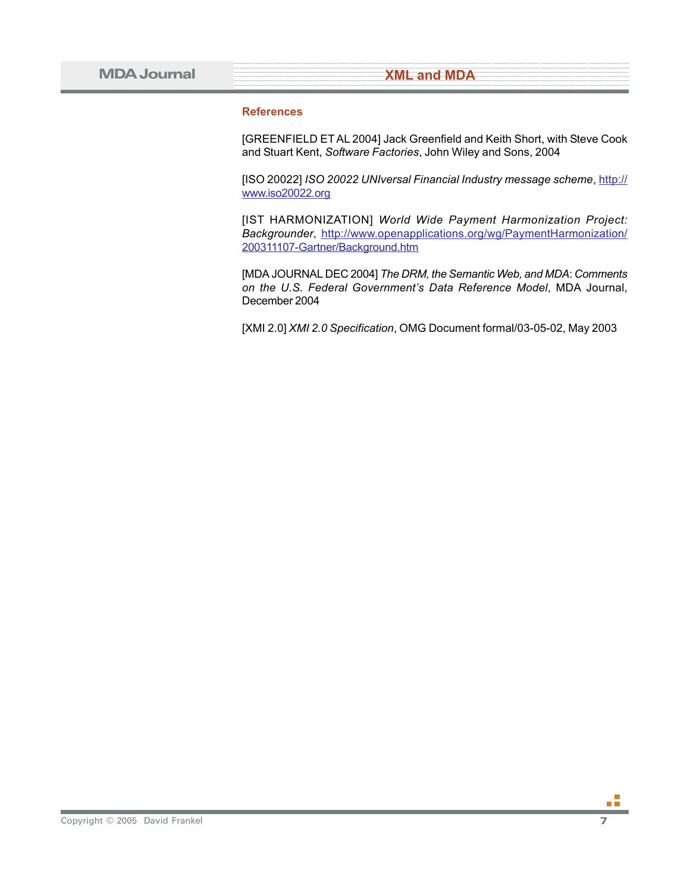## References

[GREENFIELD ET AL 2004] Jack Greenfield and Keith Short, with Steve Cook and Stuart Kent, *Software Factories*, John Wiley and Sons, 2004

[ISO 20022] *ISO 20022 UNIversal Financial Industry message scheme*, http://www.iso20022.org

[IST HARMONIZATION] *World Wide Payment Harmonization Project: Backgrounder*, http://www.openapplications.org/wg/PaymentHarmonization/200311107-Gartner/Background.htm

[MDA JOURNAL DEC 2004] *The DRM, the Semantic Web, and MDA*: *Comments on the U.S. Federal Government's Data Reference Model*, MDA Journal, December 2004

[XMI 2.0] *XMI 2.0 Specification*, OMG Document formal/03-05-02, May 2003